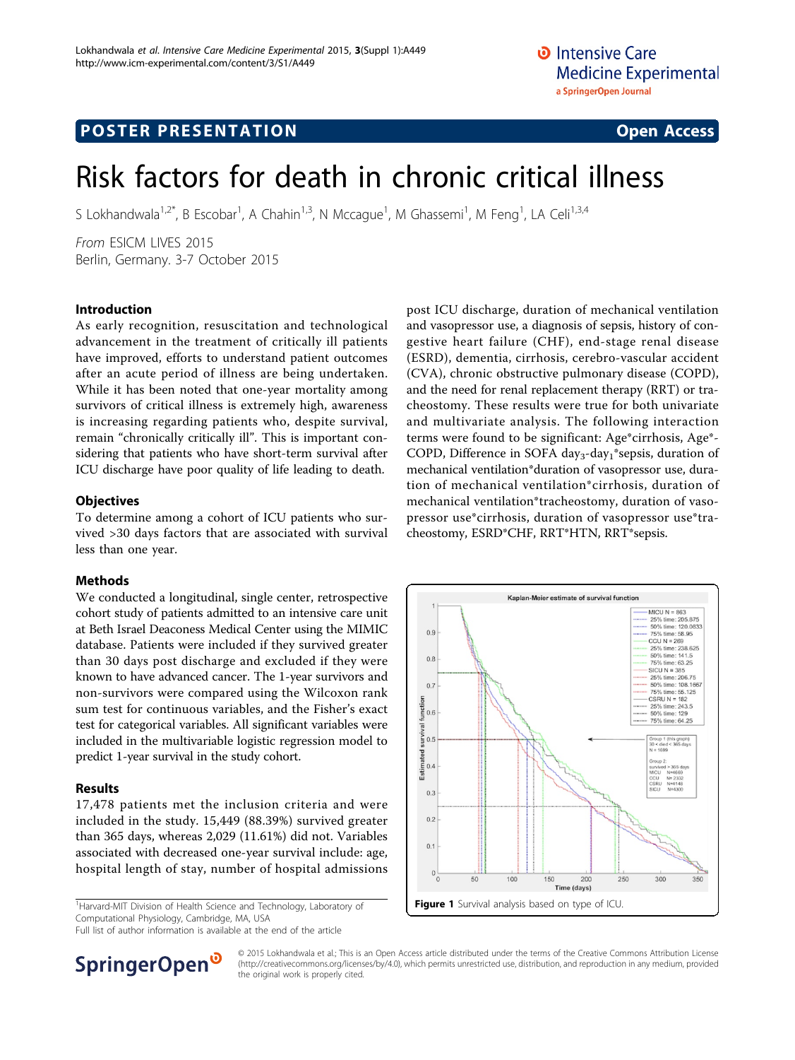POSTER PRESENTATION Open Access

# Risk factors for death in chronic critical illness

S Lokhandwala[1,2*], B Escobar[1], A Chahin[1,3], N Mccague[1], M Ghassemi[1], M Feng[1], LA Celi[1,3,4]

*From* ESICM LIVES 2015
Berlin, Germany. 3-7 October 2015

## Introduction

As early recognition, resuscitation and technological advancement in the treatment of critically ill patients have improved, efforts to understand patient outcomes after an acute period of illness are being undertaken. While it has been noted that one-year mortality among survivors of critical illness is extremely high, awareness is increasing regarding patients who, despite survival, remain "chronically critically ill". This is important considering that patients who have short-term survival after ICU discharge have poor quality of life leading to death.

## Objectives

To determine among a cohort of ICU patients who survived >30 days factors that are associated with survival less than one year.

## Methods

We conducted a longitudinal, single center, retrospective cohort study of patients admitted to an intensive care unit at Beth Israel Deaconess Medical Center using the MIMIC database. Patients were included if they survived greater than 30 days post discharge and excluded if they were known to have advanced cancer. The 1-year survivors and non-survivors were compared using the Wilcoxon rank sum test for continuous variables, and the Fisher's exact test for categorical variables. All significant variables were included in the multivariable logistic regression model to predict 1-year survival in the study cohort.

## Results

17,478 patients met the inclusion criteria and were included in the study. 15,449 (88.39%) survived greater than 365 days, whereas 2,029 (11.61%) did not. Variables associated with decreased one-year survival include: age, hospital length of stay, number of hospital admissions post ICU discharge, duration of mechanical ventilation and vasopressor use, a diagnosis of sepsis, history of congestive heart failure (CHF), end-stage renal disease (ESRD), dementia, cirrhosis, cerebro-vascular accident (CVA), chronic obstructive pulmonary disease (COPD), and the need for renal replacement therapy (RRT) or tracheostomy. These results were true for both univariate and multivariate analysis. The following interaction terms were found to be significant: Age*cirrhosis, Age*COPD, Difference in SOFA $day_3$-$day_1$*sepsis, duration of mechanical ventilation*duration of vasopressor use, duration of mechanical ventilation*cirrhosis, duration of mechanical ventilation*tracheostomy, duration of vasopressor use*cirrhosis, duration of vasopressor use*tracheostomy, ESRD*CHF, RRT*HTN, RRT*sepsis.

**Figure 1** Survival analysis based on type of ICU.

[1]Harvard-MIT Division of Health Science and Technology, Laboratory of Computational Physiology, Cambridge, MA, USA
Full list of author information is available at the end of the article

© 2015 Lokhandwala et al.; This is an Open Access article distributed under the terms of the Creative Commons Attribution License (http://creativecommons.org/licenses/by/4.0), which permits unrestricted use, distribution, and reproduction in any medium, provided the original work is properly cited.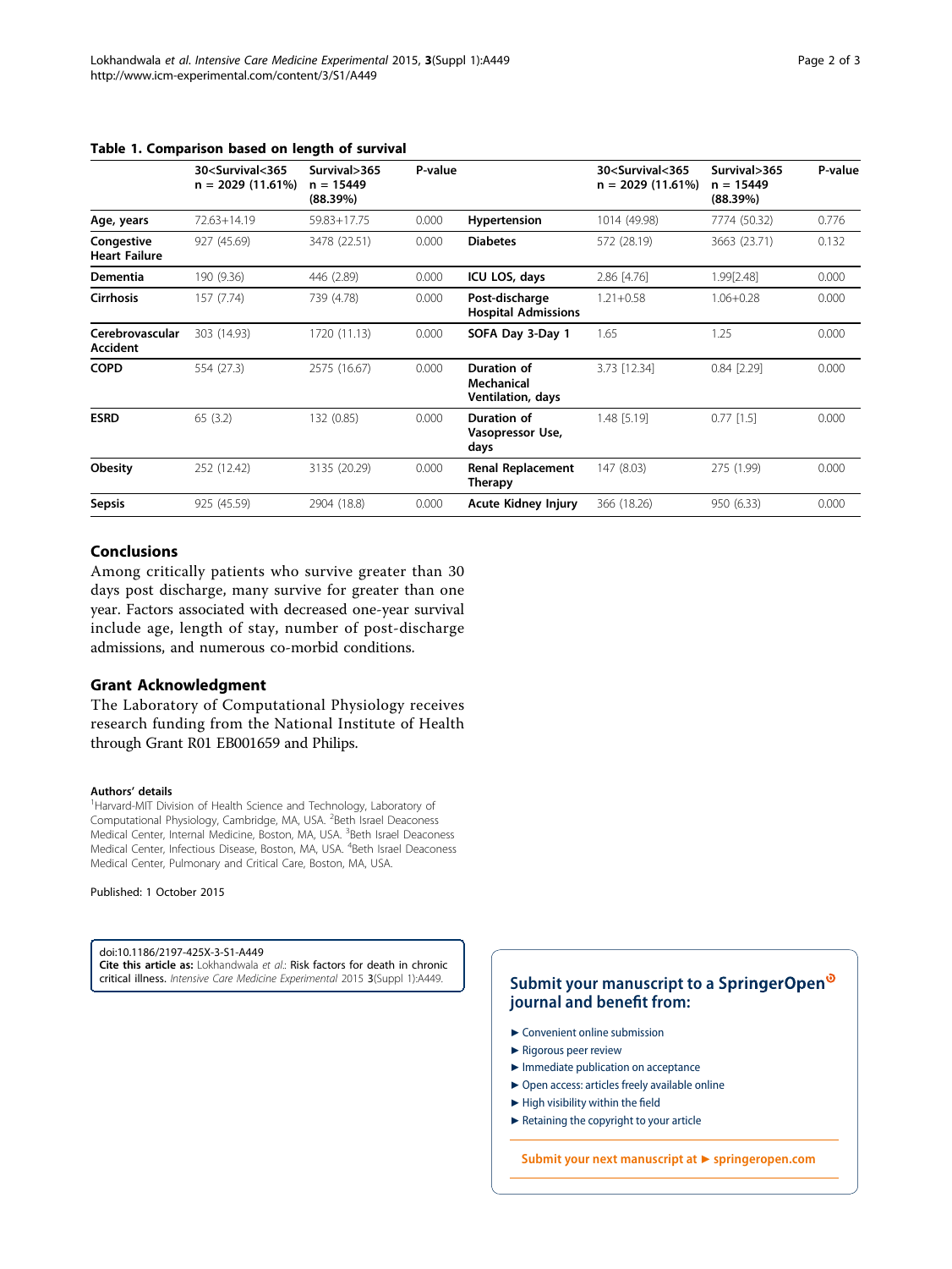**Table 1. Comparison based on length of survival**

| | 30<Survival<365 n = 2029 (11.61%) | Survival>365 n = 15449 (88.39%) | P-value | | 30<Survival<365 n = 2029 (11.61%) | Survival>365 n = 15449 (88.39%) | P-value |
|---|---|---|---|---|---|---|---|
| **Age, years** | 72.63+14.19 | 59.83+17.75 | 0.000 | **Hypertension** | 1014 (49.98) | 7774 (50.32) | 0.776 |
| **Congestive Heart Failure** | 927 (45.69) | 3478 (22.51) | 0.000 | **Diabetes** | 572 (28.19) | 3663 (23.71) | 0.132 |
| **Dementia** | 190 (9.36) | 446 (2.89) | 0.000 | **ICU LOS, days** | 2.86 [4.76] | 1.99[2.48] | 0.000 |
| **Cirrhosis** | 157 (7.74) | 739 (4.78) | 0.000 | **Post-discharge Hospital Admissions** | 1.21+0.58 | 1.06+0.28 | 0.000 |
| **Cerebrovascular Accident** | 303 (14.93) | 1720 (11.13) | 0.000 | **SOFA Day 3-Day 1** | 1.65 | 1.25 | 0.000 |
| **COPD** | 554 (27.3) | 2575 (16.67) | 0.000 | **Duration of Mechanical Ventilation, days** | 3.73 [12.34] | 0.84 [2.29] | 0.000 |
| **ESRD** | 65 (3.2) | 132 (0.85) | 0.000 | **Duration of Vasopressor Use, days** | 1.48 [5.19] | 0.77 [1.5] | 0.000 |
| **Obesity** | 252 (12.42) | 3135 (20.29) | 0.000 | **Renal Replacement Therapy** | 147 (8.03) | 275 (1.99) | 0.000 |
| **Sepsis** | 925 (45.59) | 2904 (18.8) | 0.000 | **Acute Kidney Injury** | 366 (18.26) | 950 (6.33) | 0.000 |

## Conclusions

Among critically patients who survive greater than 30 days post discharge, many survive for greater than one year. Factors associated with decreased one-year survival include age, length of stay, number of post-discharge admissions, and numerous co-morbid conditions.

## Grant Acknowledgment

The Laboratory of Computational Physiology receives research funding from the National Institute of Health through Grant R01 EB001659 and Philips.

**Authors' details**

[1]Harvard-MIT Division of Health Science and Technology, Laboratory of Computational Physiology, Cambridge, MA, USA. [2]Beth Israel Deaconess Medical Center, Internal Medicine, Boston, MA, USA. [3]Beth Israel Deaconess Medical Center, Infectious Disease, Boston, MA, USA. [4]Beth Israel Deaconess Medical Center, Pulmonary and Critical Care, Boston, MA, USA.

Published: 1 October 2015

doi:10.1186/2197-425X-3-S1-A449

**Cite this article as:** Lokhandwala *et al.*: Risk factors for death in chronic critical illness. *Intensive Care Medicine Experimental* 2015 **3**(Suppl 1):A449.

**Submit your manuscript to a SpringerOpen journal and benefit from:**

- ► Convenient online submission
- ► Rigorous peer review
- ► Immediate publication on acceptance
- ► Open access: articles freely available online
- ► High visibility within the field
- ► Retaining the copyright to your article

**Submit your next manuscript at ► springeropen.com**